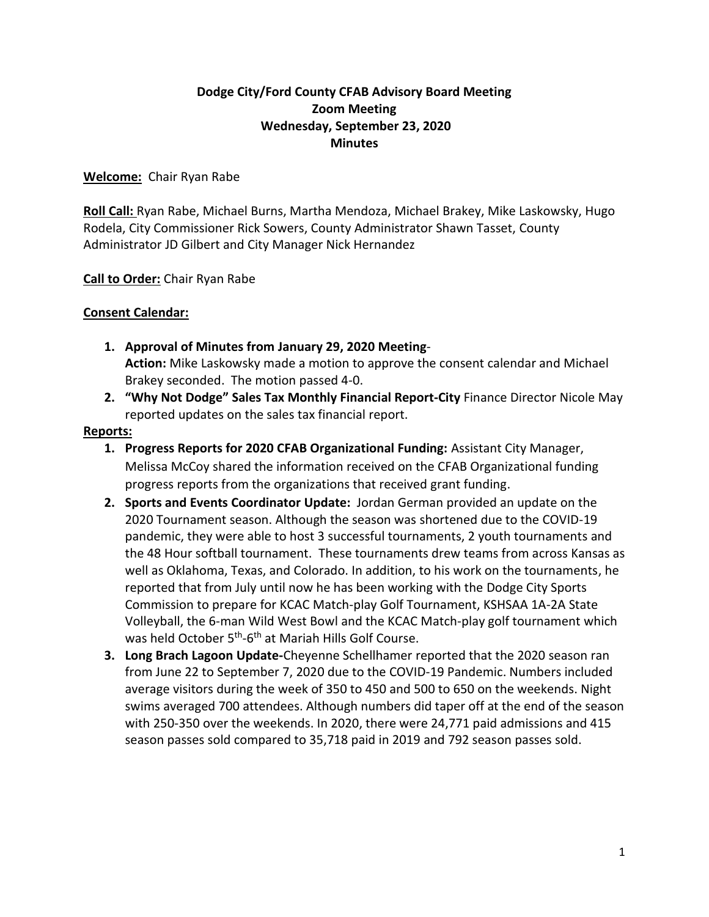**Dodge City/Ford County CFAB Advisory Board Meeting**
**Zoom Meeting**
**Wednesday, September 23, 2020**
**Minutes**

**Welcome:** Chair Ryan Rabe

**Roll Call:** Ryan Rabe, Michael Burns, Martha Mendoza, Michael Brakey, Mike Laskowsky, Hugo Rodela, City Commissioner Rick Sowers, County Administrator Shawn Tasset, County Administrator JD Gilbert and City Manager Nick Hernandez

**Call to Order:** Chair Ryan Rabe

**Consent Calendar:**

1. **Approval of Minutes from January 29, 2020 Meeting**-
   **Action:** Mike Laskowsky made a motion to approve the consent calendar and Michael Brakey seconded. The motion passed 4-0.
2. **"Why Not Dodge" Sales Tax Monthly Financial Report-City** Finance Director Nicole May reported updates on the sales tax financial report.

**Reports:**

1. **Progress Reports for 2020 CFAB Organizational Funding:** Assistant City Manager, Melissa McCoy shared the information received on the CFAB Organizational funding progress reports from the organizations that received grant funding.
2. **Sports and Events Coordinator Update:** Jordan German provided an update on the 2020 Tournament season. Although the season was shortened due to the COVID-19 pandemic, they were able to host 3 successful tournaments, 2 youth tournaments and the 48 Hour softball tournament. These tournaments drew teams from across Kansas as well as Oklahoma, Texas, and Colorado. In addition, to his work on the tournaments, he reported that from July until now he has been working with the Dodge City Sports Commission to prepare for KCAC Match-play Golf Tournament, KSHSAA 1A-2A State Volleyball, the 6-man Wild West Bowl and the KCAC Match-play golf tournament which was held October 5th-6th at Mariah Hills Golf Course.
3. **Long Brach Lagoon Update-**Cheyenne Schellhamer reported that the 2020 season ran from June 22 to September 7, 2020 due to the COVID-19 Pandemic. Numbers included average visitors during the week of 350 to 450 and 500 to 650 on the weekends. Night swims averaged 700 attendees. Although numbers did taper off at the end of the season with 250-350 over the weekends. In 2020, there were 24,771 paid admissions and 415 season passes sold compared to 35,718 paid in 2019 and 792 season passes sold.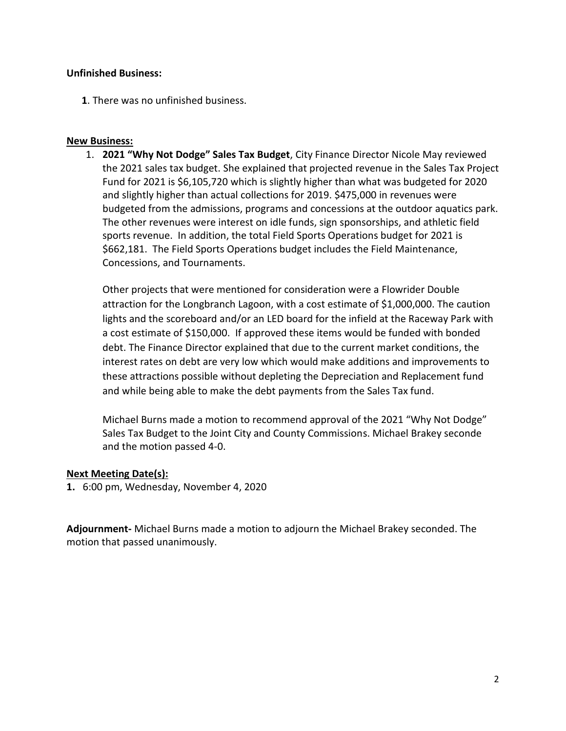**Unfinished Business:**

**1**. There was no unfinished business.

**New Business:**

1. **2021 "Why Not Dodge" Sales Tax Budget**, City Finance Director Nicole May reviewed the 2021 sales tax budget. She explained that projected revenue in the Sales Tax Project Fund for 2021 is $6,105,720 which is slightly higher than what was budgeted for 2020 and slightly higher than actual collections for 2019. $475,000 in revenues were budgeted from the admissions, programs and concessions at the outdoor aquatics park. The other revenues were interest on idle funds, sign sponsorships, and athletic field sports revenue. In addition, the total Field Sports Operations budget for 2021 is $662,181. The Field Sports Operations budget includes the Field Maintenance, Concessions, and Tournaments.

   Other projects that were mentioned for consideration were a Flowrider Double attraction for the Longbranch Lagoon, with a cost estimate of $1,000,000. The caution lights and the scoreboard and/or an LED board for the infield at the Raceway Park with a cost estimate of $150,000. If approved these items would be funded with bonded debt. The Finance Director explained that due to the current market conditions, the interest rates on debt are very low which would make additions and improvements to these attractions possible without depleting the Depreciation and Replacement fund and while being able to make the debt payments from the Sales Tax fund.

   Michael Burns made a motion to recommend approval of the 2021 "Why Not Dodge" Sales Tax Budget to the Joint City and County Commissions. Michael Brakey seconde and the motion passed 4-0.

**Next Meeting Date(s):**

**1.** 6:00 pm, Wednesday, November 4, 2020

**Adjournment-** Michael Burns made a motion to adjourn the Michael Brakey seconded. The motion that passed unanimously.